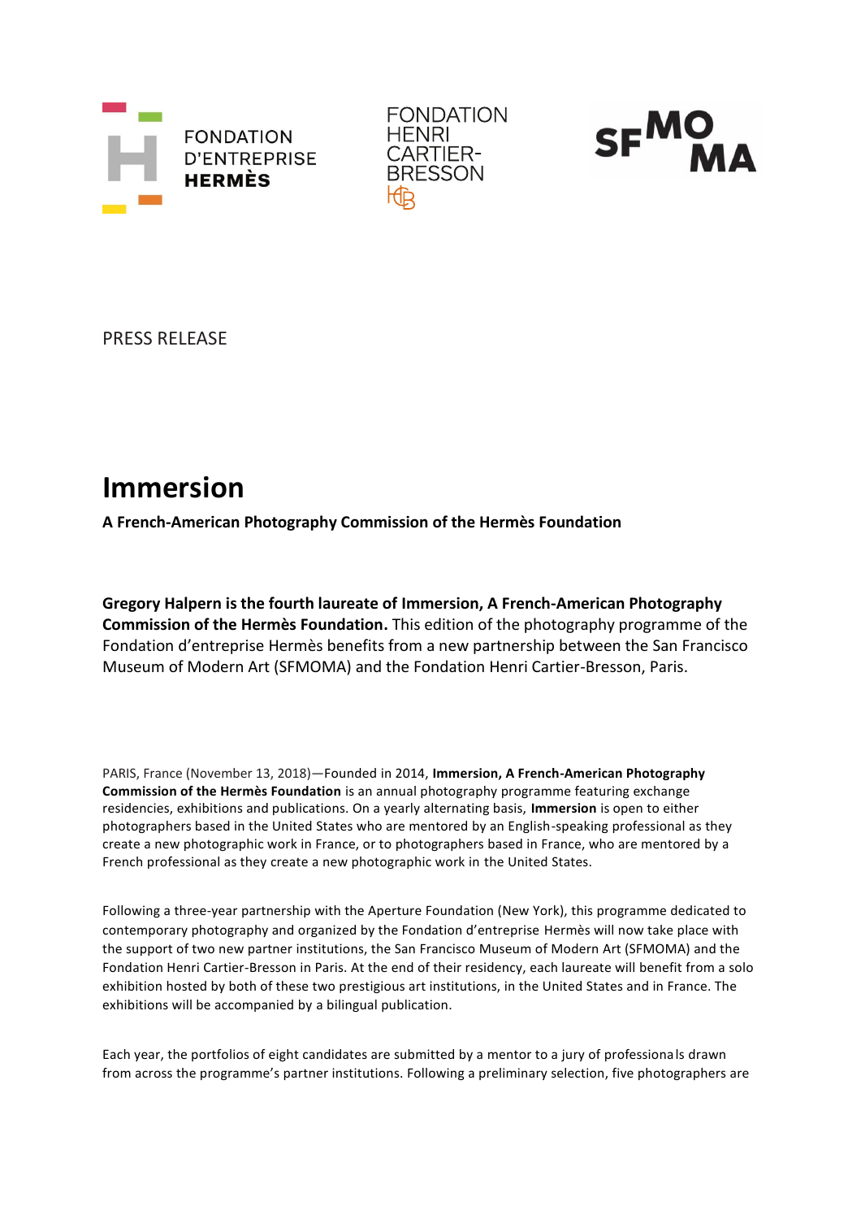FONDATION D'ENTREPRISE **HERMÈS**

FONDATION HENRI CARTIER-BRESSON

SFMOMA

PRESS RELEASE

# Immersion

**A French-American Photography Commission of the Hermès Foundation**

**Gregory Halpern is the fourth laureate of Immersion, A French-American Photography Commission of the Hermès Foundation.** This edition of the photography programme of the Fondation d'entreprise Hermès benefits from a new partnership between the San Francisco Museum of Modern Art (SFMOMA) and the Fondation Henri Cartier-Bresson, Paris.

PARIS, France (November 13, 2018)—Founded in 2014, **Immersion, A French-American Photography Commission of the Hermès Foundation** is an annual photography programme featuring exchange residencies, exhibitions and publications. On a yearly alternating basis, **Immersion** is open to either photographers based in the United States who are mentored by an English-speaking professional as they create a new photographic work in France, or to photographers based in France, who are mentored by a French professional as they create a new photographic work in the United States.

Following a three-year partnership with the Aperture Foundation (New York), this programme dedicated to contemporary photography and organized by the Fondation d'entreprise Hermès will now take place with the support of two new partner institutions, the San Francisco Museum of Modern Art (SFMOMA) and the Fondation Henri Cartier-Bresson in Paris. At the end of their residency, each laureate will benefit from a solo exhibition hosted by both of these two prestigious art institutions, in the United States and in France. The exhibitions will be accompanied by a bilingual publication.

Each year, the portfolios of eight candidates are submitted by a mentor to a jury of professionals drawn from across the programme's partner institutions. Following a preliminary selection, five photographers are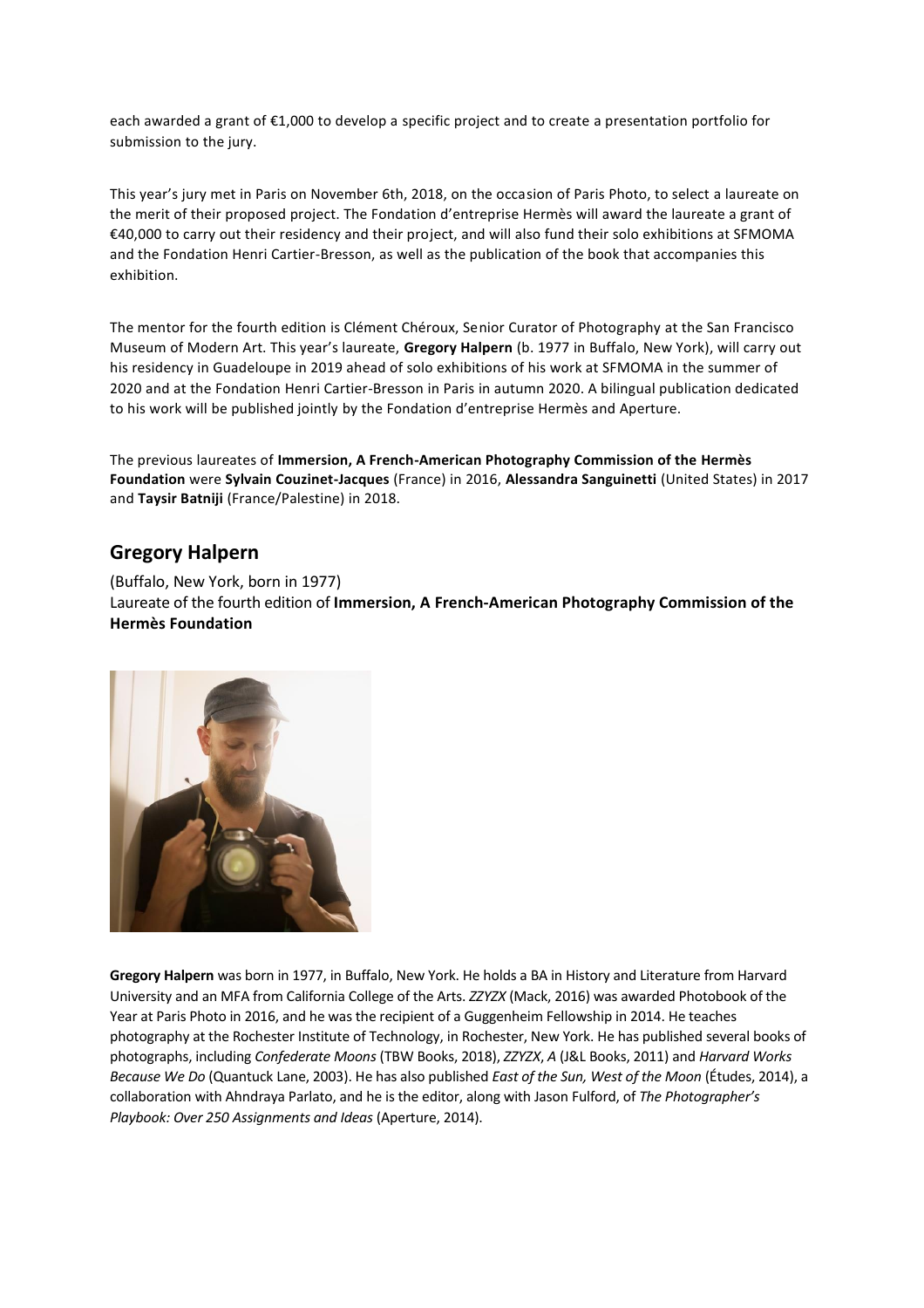each awarded a grant of €1,000 to develop a specific project and to create a presentation portfolio for submission to the jury.

This year's jury met in Paris on November 6th, 2018, on the occasion of Paris Photo, to select a laureate on the merit of their proposed project. The Fondation d'entreprise Hermès will award the laureate a grant of €40,000 to carry out their residency and their project, and will also fund their solo exhibitions at SFMOMA and the Fondation Henri Cartier-Bresson, as well as the publication of the book that accompanies this exhibition.

The mentor for the fourth edition is Clément Chéroux, Senior Curator of Photography at the San Francisco Museum of Modern Art. This year's laureate, **Gregory Halpern** (b. 1977 in Buffalo, New York), will carry out his residency in Guadeloupe in 2019 ahead of solo exhibitions of his work at SFMOMA in the summer of 2020 and at the Fondation Henri Cartier-Bresson in Paris in autumn 2020. A bilingual publication dedicated to his work will be published jointly by the Fondation d'entreprise Hermès and Aperture.

The previous laureates of **Immersion, A French-American Photography Commission of the Hermès Foundation** were **Sylvain Couzinet-Jacques** (France) in 2016, **Alessandra Sanguinetti** (United States) in 2017 and **Taysir Batniji** (France/Palestine) in 2018.

## Gregory Halpern

(Buffalo, New York, born in 1977)
Laureate of the fourth edition of **Immersion, A French-American Photography Commission of the Hermès Foundation**

**Gregory Halpern** was born in 1977, in Buffalo, New York. He holds a BA in History and Literature from Harvard University and an MFA from California College of the Arts. *ZZYZX* (Mack, 2016) was awarded Photobook of the Year at Paris Photo in 2016, and he was the recipient of a Guggenheim Fellowship in 2014. He teaches photography at the Rochester Institute of Technology, in Rochester, New York. He has published several books of photographs, including *Confederate Moons* (TBW Books, 2018), *ZZYZX*, *A* (J&L Books, 2011) and *Harvard Works Because We Do* (Quantuck Lane, 2003). He has also published *East of the Sun, West of the Moon* (Études, 2014), a collaboration with Ahndraya Parlato, and he is the editor, along with Jason Fulford, of *The Photographer's Playbook: Over 250 Assignments and Ideas* (Aperture, 2014).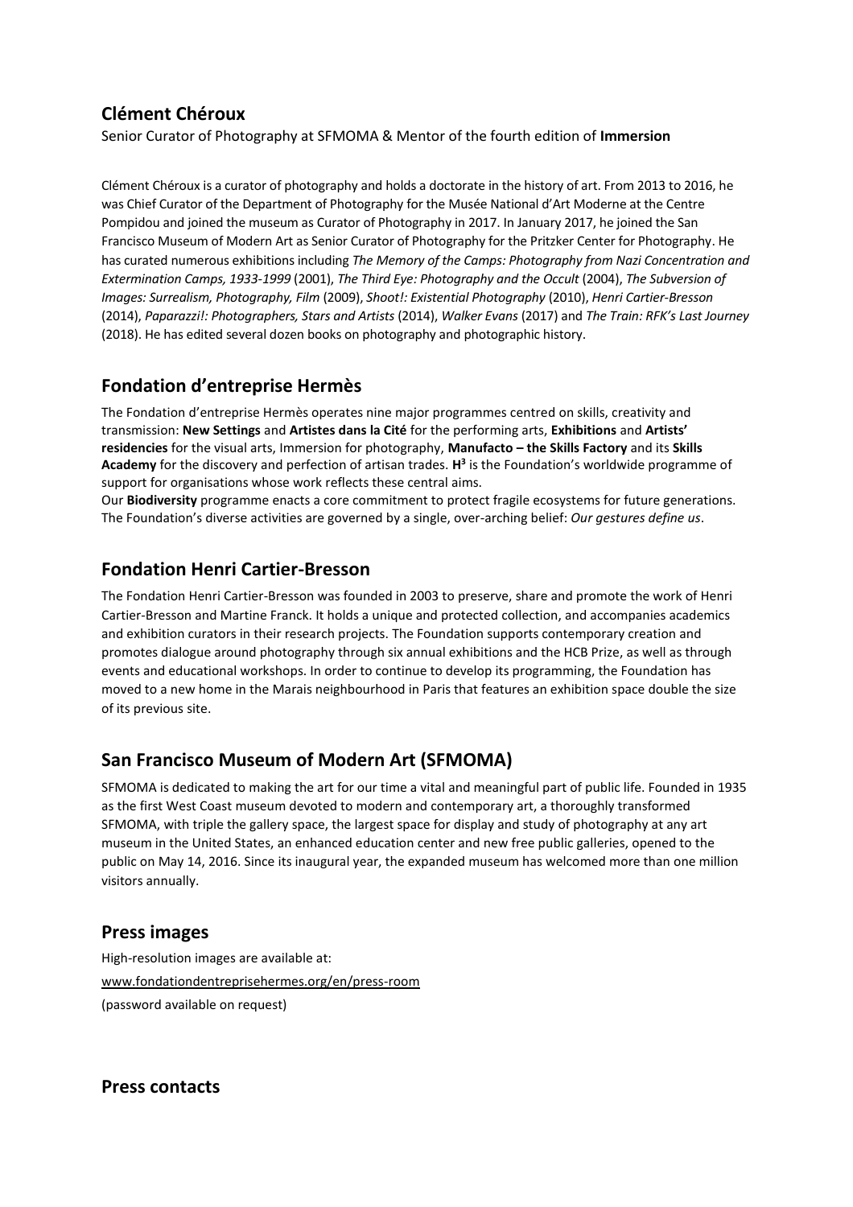## Clément Chéroux

Senior Curator of Photography at SFMOMA & Mentor of the fourth edition of **Immersion**

Clément Chéroux is a curator of photography and holds a doctorate in the history of art. From 2013 to 2016, he was Chief Curator of the Department of Photography for the Musée National d'Art Moderne at the Centre Pompidou and joined the museum as Curator of Photography in 2017. In January 2017, he joined the San Francisco Museum of Modern Art as Senior Curator of Photography for the Pritzker Center for Photography. He has curated numerous exhibitions including *The Memory of the Camps: Photography from Nazi Concentration and Extermination Camps, 1933-1999* (2001), *The Third Eye: Photography and the Occult* (2004), *The Subversion of Images: Surrealism, Photography, Film* (2009), *Shoot!: Existential Photography* (2010), *Henri Cartier-Bresson* (2014), *Paparazzi!: Photographers, Stars and Artists* (2014), *Walker Evans* (2017) and *The Train: RFK's Last Journey* (2018). He has edited several dozen books on photography and photographic history.

## Fondation d'entreprise Hermès

The Fondation d'entreprise Hermès operates nine major programmes centred on skills, creativity and transmission: **New Settings** and **Artistes dans la Cité** for the performing arts, **Exhibitions** and **Artists' residencies** for the visual arts, Immersion for photography, **Manufacto – the Skills Factory** and its **Skills Academy** for the discovery and perfection of artisan trades. **H³** is the Foundation's worldwide programme of support for organisations whose work reflects these central aims.
Our **Biodiversity** programme enacts a core commitment to protect fragile ecosystems for future generations. The Foundation's diverse activities are governed by a single, over-arching belief: *Our gestures define us*.

## Fondation Henri Cartier-Bresson

The Fondation Henri Cartier-Bresson was founded in 2003 to preserve, share and promote the work of Henri Cartier-Bresson and Martine Franck. It holds a unique and protected collection, and accompanies academics and exhibition curators in their research projects. The Foundation supports contemporary creation and promotes dialogue around photography through six annual exhibitions and the HCB Prize, as well as through events and educational workshops. In order to continue to develop its programming, the Foundation has moved to a new home in the Marais neighbourhood in Paris that features an exhibition space double the size of its previous site.

## San Francisco Museum of Modern Art (SFMOMA)

SFMOMA is dedicated to making the art for our time a vital and meaningful part of public life. Founded in 1935 as the first West Coast museum devoted to modern and contemporary art, a thoroughly transformed SFMOMA, with triple the gallery space, the largest space for display and study of photography at any art museum in the United States, an enhanced education center and new free public galleries, opened to the public on May 14, 2016. Since its inaugural year, the expanded museum has welcomed more than one million visitors annually.

## Press images

High-resolution images are available at:

www.fondationdentreprisehermes.org/en/press-room

(password available on request)

## Press contacts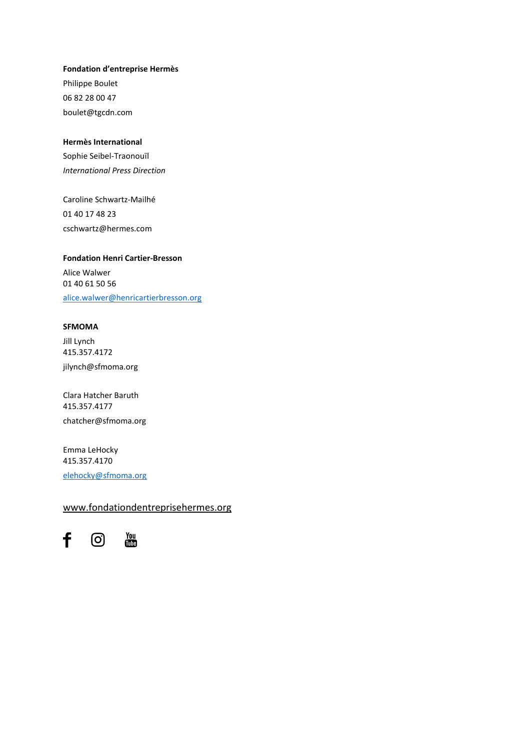**Fondation d'entreprise Hermès**

Philippe Boulet
06 82 28 00 47
boulet@tgcdn.com

**Hermès International**

Sophie Seibel-Traonouïl
*International Press Direction*

Caroline Schwartz-Mailhé
01 40 17 48 23
cschwartz@hermes.com

**Fondation Henri Cartier-Bresson**

Alice Walwer
01 40 61 50 56
alice.walwer@henricartierbresson.org

**SFMOMA**

Jill Lynch
415.357.4172
jilynch@sfmoma.org

Clara Hatcher Baruth
415.357.4177
chatcher@sfmoma.org

Emma LeHocky
415.357.4170
elehocky@sfmoma.org

www.fondationdentreprisehermes.org